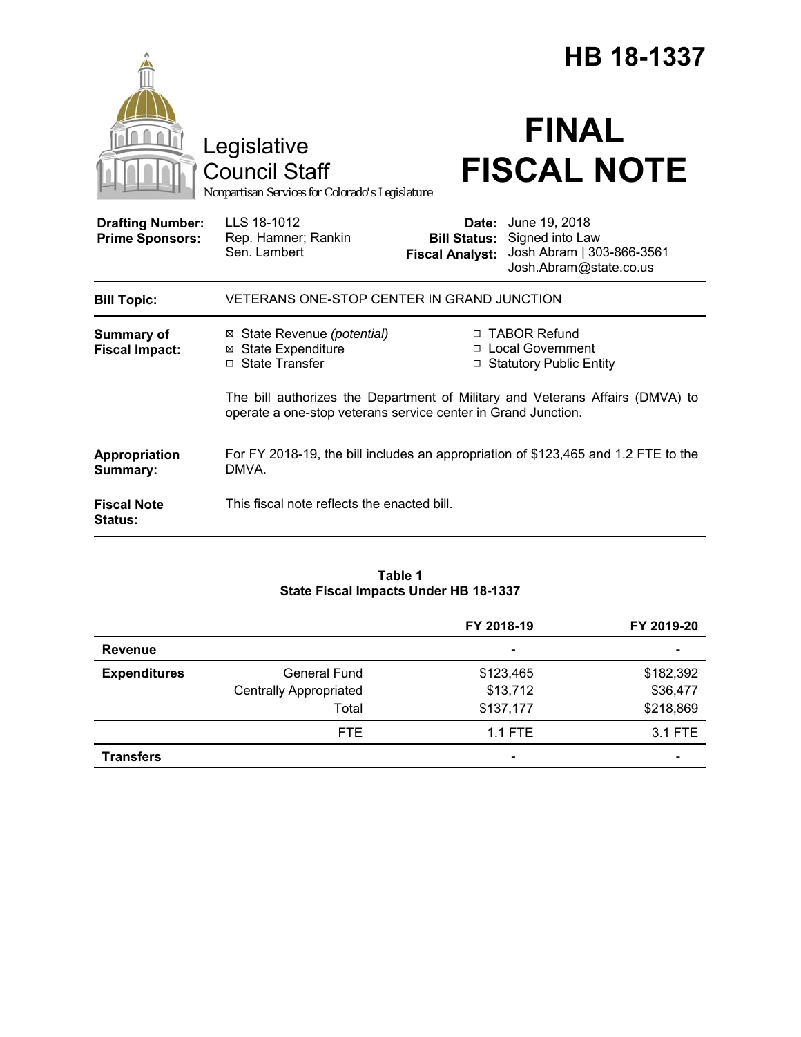# HB 18-1337

Legislative Council Staff

*Nonpartisan Services for Colorado's Legislature*

# FINAL FISCAL NOTE

| | | | |
|---|---|---|---|
| **Drafting Number:** | LLS 18-1012 | **Date:** | June 19, 2018 |
| **Prime Sponsors:** | Rep. Hamner; Rankin<br>Sen. Lambert | **Bill Status:** | Signed into Law |
| | | **Fiscal Analyst:** | Josh Abram \| 303-866-3561<br>Josh.Abram@state.co.us |

**Bill Topic:** VETERANS ONE-STOP CENTER IN GRAND JUNCTION

**Summary of Fiscal Impact:**

- ☒ State Revenue *(potential)*
- ☒ State Expenditure
- ☐ State Transfer
- ☐ TABOR Refund
- ☐ Local Government
- ☐ Statutory Public Entity

The bill authorizes the Department of Military and Veterans Affairs (DMVA) to operate a one-stop veterans service center in Grand Junction.

**Appropriation Summary:** For FY 2018-19, the bill includes an appropriation of $123,465 and 1.2 FTE to the DMVA.

**Fiscal Note Status:** This fiscal note reflects the enacted bill.

**Table 1**
**State Fiscal Impacts Under HB 18-1337**

| | | FY 2018-19 | FY 2019-20 |
|---|---|---|---|
| **Revenue** | | - | - |
| **Expenditures** | General Fund | $123,465 | $182,392 |
| | Centrally Appropriated | $13,712 | $36,477 |
| | Total | $137,177 | $218,869 |
| | FTE | 1.1 FTE | 3.1 FTE |
| **Transfers** | | - | - |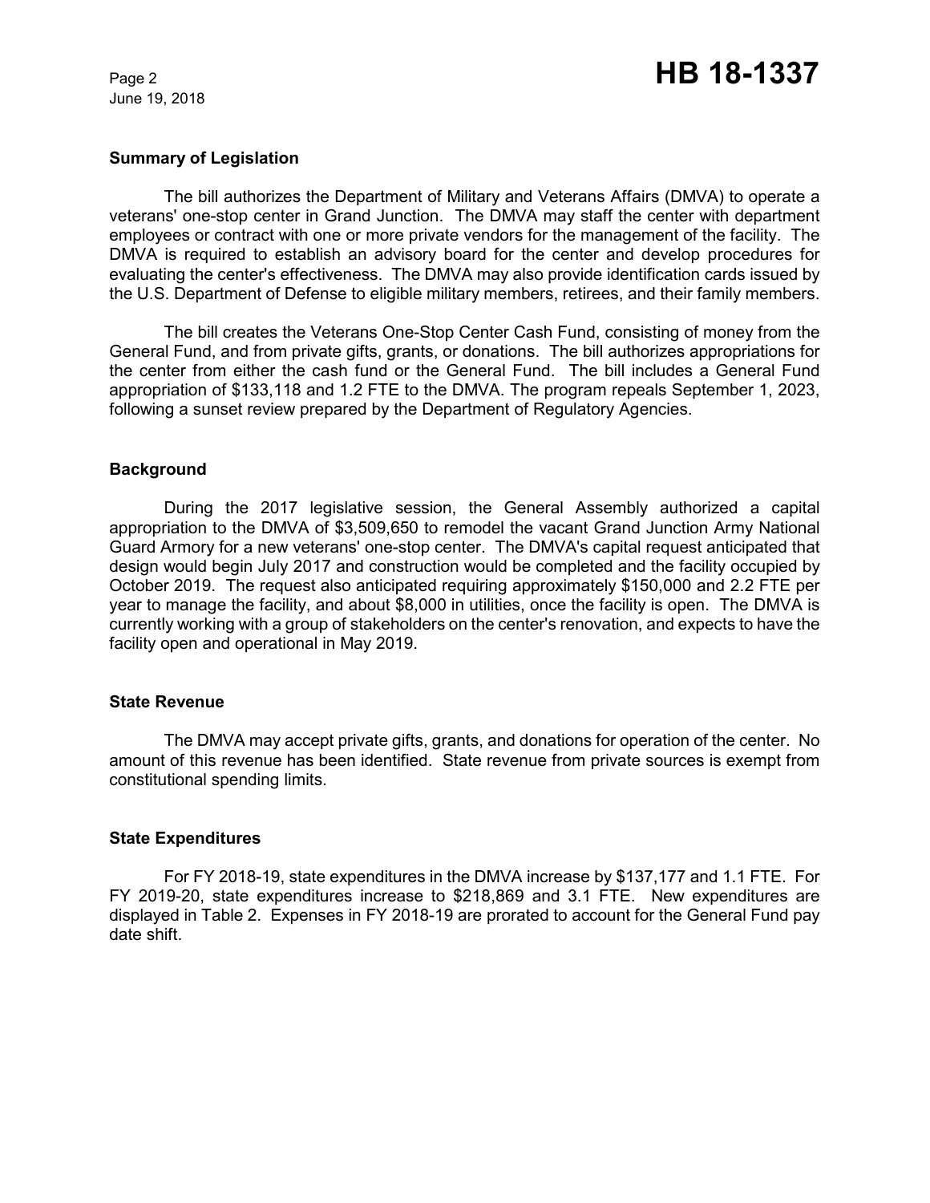## Summary of Legislation

The bill authorizes the Department of Military and Veterans Affairs (DMVA) to operate a veterans' one-stop center in Grand Junction. The DMVA may staff the center with department employees or contract with one or more private vendors for the management of the facility. The DMVA is required to establish an advisory board for the center and develop procedures for evaluating the center's effectiveness. The DMVA may also provide identification cards issued by the U.S. Department of Defense to eligible military members, retirees, and their family members.

The bill creates the Veterans One-Stop Center Cash Fund, consisting of money from the General Fund, and from private gifts, grants, or donations. The bill authorizes appropriations for the center from either the cash fund or the General Fund. The bill includes a General Fund appropriation of $133,118 and 1.2 FTE to the DMVA. The program repeals September 1, 2023, following a sunset review prepared by the Department of Regulatory Agencies.

## Background

During the 2017 legislative session, the General Assembly authorized a capital appropriation to the DMVA of $3,509,650 to remodel the vacant Grand Junction Army National Guard Armory for a new veterans' one-stop center. The DMVA's capital request anticipated that design would begin July 2017 and construction would be completed and the facility occupied by October 2019. The request also anticipated requiring approximately $150,000 and 2.2 FTE per year to manage the facility, and about $8,000 in utilities, once the facility is open. The DMVA is currently working with a group of stakeholders on the center's renovation, and expects to have the facility open and operational in May 2019.

## State Revenue

The DMVA may accept private gifts, grants, and donations for operation of the center. No amount of this revenue has been identified. State revenue from private sources is exempt from constitutional spending limits.

## State Expenditures

For FY 2018-19, state expenditures in the DMVA increase by $137,177 and 1.1 FTE. For FY 2019-20, state expenditures increase to $218,869 and 3.1 FTE. New expenditures are displayed in Table 2. Expenses in FY 2018-19 are prorated to account for the General Fund pay date shift.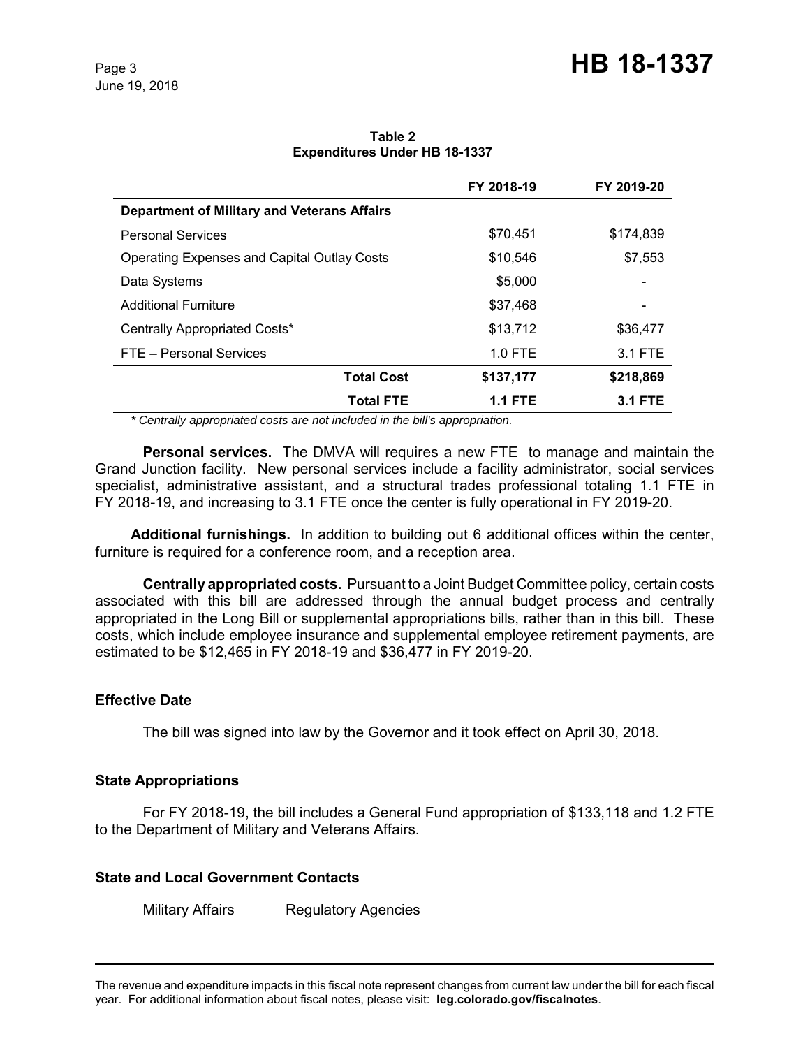**Table 2**
**Expenditures Under HB 18-1337**

| | FY 2018-19 | FY 2019-20 |
|---|---|---|
| **Department of Military and Veterans Affairs** | | |
| Personal Services | $70,451 | $174,839 |
| Operating Expenses and Capital Outlay Costs | $10,546 | $7,553 |
| Data Systems | $5,000 | - |
| Additional Furniture | $37,468 | - |
| Centrally Appropriated Costs* | $13,712 | $36,477 |
| FTE – Personal Services | 1.0 FTE | 3.1 FTE |
| **Total Cost** | **$137,177** | **$218,869** |
| **Total FTE** | **1.1 FTE** | **3.1 FTE** |

*\* Centrally appropriated costs are not included in the bill's appropriation.*

**Personal services.** The DMVA will requires a new FTE to manage and maintain the Grand Junction facility. New personal services include a facility administrator, social services specialist, administrative assistant, and a structural trades professional totaling 1.1 FTE in FY 2018-19, and increasing to 3.1 FTE once the center is fully operational in FY 2019-20.

**Additional furnishings.** In addition to building out 6 additional offices within the center, furniture is required for a conference room, and a reception area.

**Centrally appropriated costs.** Pursuant to a Joint Budget Committee policy, certain costs associated with this bill are addressed through the annual budget process and centrally appropriated in the Long Bill or supplemental appropriations bills, rather than in this bill. These costs, which include employee insurance and supplemental employee retirement payments, are estimated to be $12,465 in FY 2018-19 and $36,477 in FY 2019-20.

### Effective Date

The bill was signed into law by the Governor and it took effect on April 30, 2018.

### State Appropriations

For FY 2018-19, the bill includes a General Fund appropriation of $133,118 and 1.2 FTE to the Department of Military and Veterans Affairs.

### State and Local Government Contacts

Military Affairs    Regulatory Agencies

The revenue and expenditure impacts in this fiscal note represent changes from current law under the bill for each fiscal year. For additional information about fiscal notes, please visit: **leg.colorado.gov/fiscalnotes**.